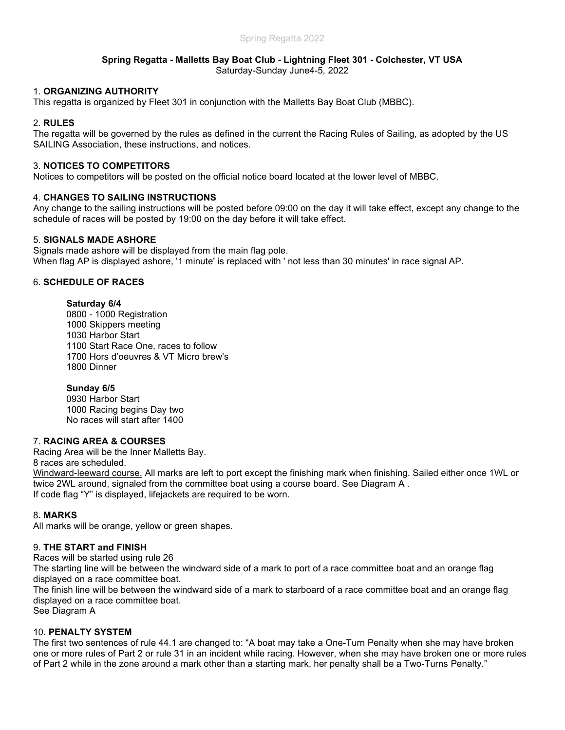**Spring Regatta - Malletts Bay Boat Club - Lightning Fleet 301 - Colchester, VT USA**

Saturday-Sunday June4-5, 2022

## 1. ORGANIZING AUTHORITY

This regatta is organized by Fleet 301 in conjunction with the Malletts Bay Boat Club (MBBC).

## 2. RULES

The regatta will be governed by the rules as defined in the current the Racing Rules of Sailing, as adopted by the US SAILING Association, these instructions, and notices.

## 3. NOTICES TO COMPETITORS

Notices to competitors will be posted on the official notice board located at the lower level of MBBC.

## 4. CHANGES TO SAILING INSTRUCTIONS

Any change to the sailing instructions will be posted before 09:00 on the day it will take effect, except any change to the schedule of races will be posted by 19:00 on the day before it will take effect.

## 5. SIGNALS MADE ASHORE

Signals made ashore will be displayed from the main flag pole.
When flag AP is displayed ashore, '1 minute' is replaced with ' not less than 30 minutes' in race signal AP.

## 6. SCHEDULE OF RACES

**Saturday 6/4**
0800 - 1000 Registration
1000 Skippers meeting
1030 Harbor Start
1100 Start Race One, races to follow
1700 Hors d'oeuvres & VT Micro brew's
1800 Dinner

**Sunday 6/5**
0930 Harbor Start
1000 Racing begins Day two
No races will start after 1400

## 7. RACING AREA & COURSES

Racing Area will be the Inner Malletts Bay.
8 races are scheduled.
Windward-leeward course. All marks are left to port except the finishing mark when finishing. Sailed either once 1WL or twice 2WL around, signaled from the committee boat using a course board. See Diagram A .
If code flag "Y" is displayed, lifejackets are required to be worn.

## 8. MARKS

All marks will be orange, yellow or green shapes.

## 9. THE START and FINISH

Races will be started using rule 26
The starting line will be between the windward side of a mark to port of a race committee boat and an orange flag displayed on a race committee boat.
The finish line will be between the windward side of a mark to starboard of a race committee boat and an orange flag displayed on a race committee boat.
See Diagram A

## 10. PENALTY SYSTEM

The first two sentences of rule 44.1 are changed to: "A boat may take a One-Turn Penalty when she may have broken one or more rules of Part 2 or rule 31 in an incident while racing. However, when she may have broken one or more rules of Part 2 while in the zone around a mark other than a starting mark, her penalty shall be a Two-Turns Penalty."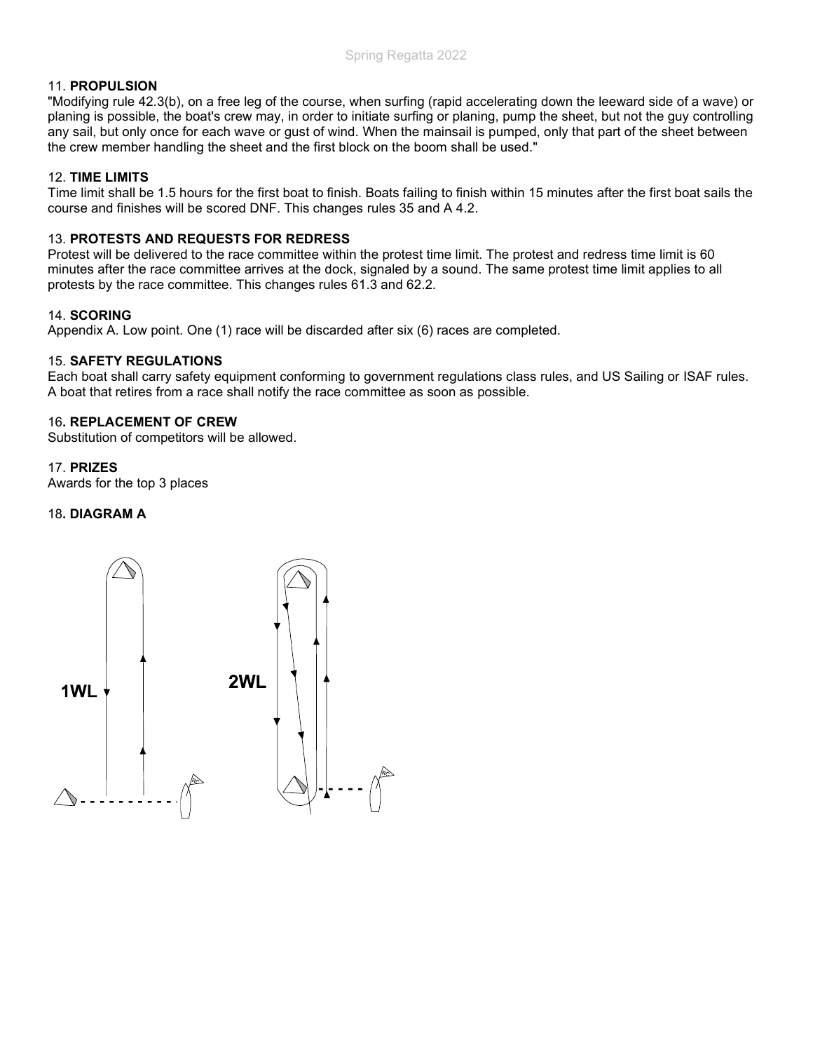11. **PROPULSION**

"Modifying rule 42.3(b), on a free leg of the course, when surfing (rapid accelerating down the leeward side of a wave) or planing is possible, the boat's crew may, in order to initiate surfing or planing, pump the sheet, but not the guy controlling any sail, but only once for each wave or gust of wind. When the mainsail is pumped, only that part of the sheet between the crew member handling the sheet and the first block on the boom shall be used."

12. **TIME LIMITS**

Time limit shall be 1.5 hours for the first boat to finish. Boats failing to finish within 15 minutes after the first boat sails the course and finishes will be scored DNF. This changes rules 35 and A 4.2.

13. **PROTESTS AND REQUESTS FOR REDRESS**

Protest will be delivered to the race committee within the protest time limit. The protest and redress time limit is 60 minutes after the race committee arrives at the dock, signaled by a sound. The same protest time limit applies to all protests by the race committee. This changes rules 61.3 and 62.2.

14. **SCORING**

Appendix A. Low point. One (1) race will be discarded after six (6) races are completed.

15. **SAFETY REGULATIONS**

Each boat shall carry safety equipment conforming to government regulations class rules, and US Sailing or ISAF rules. A boat that retires from a race shall notify the race committee as soon as possible.

16**. REPLACEMENT OF CREW**

Substitution of competitors will be allowed.

17. **PRIZES**

Awards for the top 3 places

18**. DIAGRAM A**

1WL

2WL

RC

RC